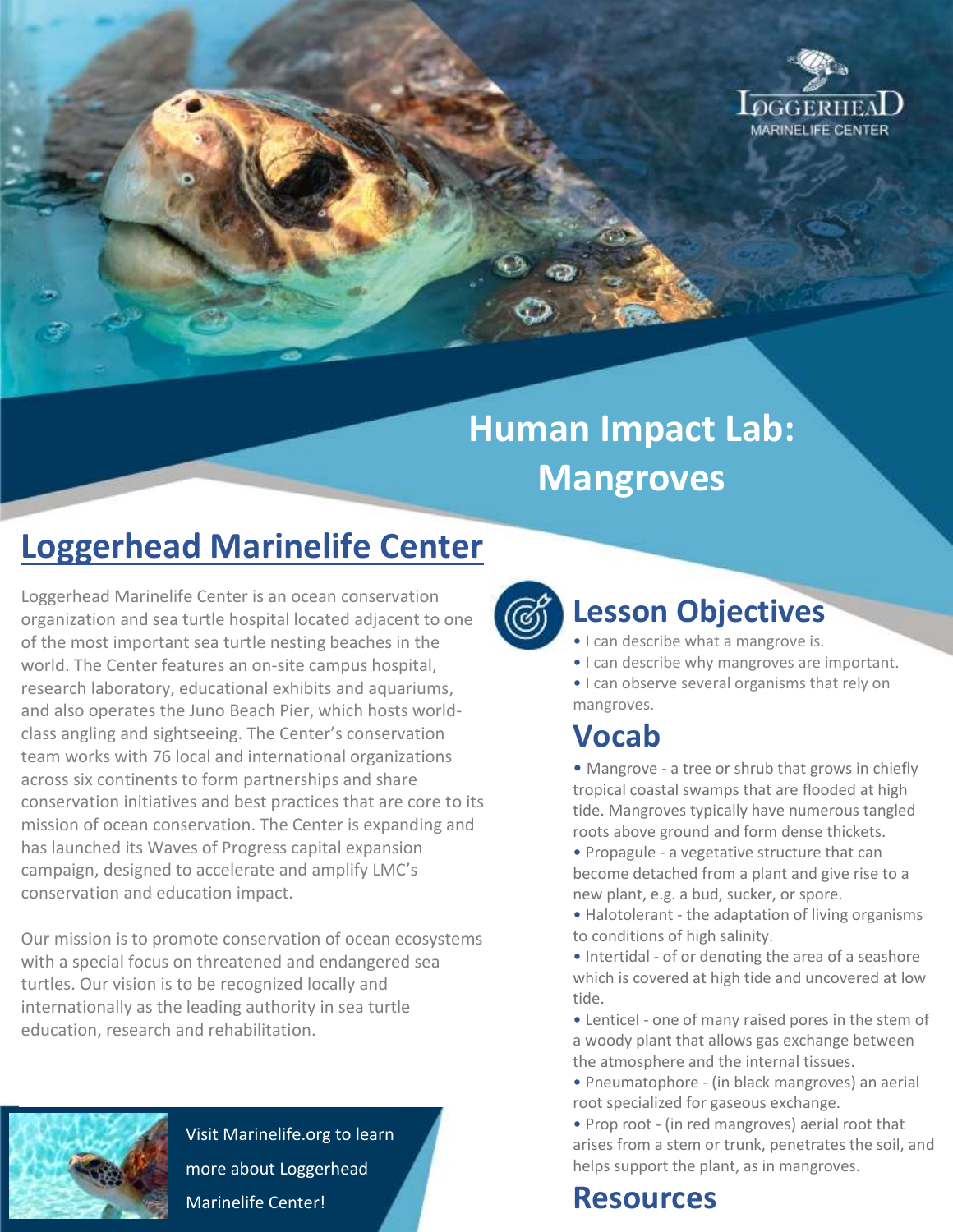# Human Impact Lab: Mangroves

## Loggerhead Marinelife Center

Loggerhead Marinelife Center is an ocean conservation organization and sea turtle hospital located adjacent to one of the most important sea turtle nesting beaches in the world. The Center features an on-site campus hospital, research laboratory, educational exhibits and aquariums, and also operates the Juno Beach Pier, which hosts world-class angling and sightseeing. The Center's conservation team works with 76 local and international organizations across six continents to form partnerships and share conservation initiatives and best practices that are core to its mission of ocean conservation. The Center is expanding and has launched its Waves of Progress capital expansion campaign, designed to accelerate and amplify LMC's conservation and education impact.

Our mission is to promote conservation of ocean ecosystems with a special focus on threatened and endangered sea turtles. Our vision is to be recognized locally and internationally as the leading authority in sea turtle education, research and rehabilitation.

Visit Marinelife.org to learn more about Loggerhead Marinelife Center!

## Lesson Objectives

- I can describe what a mangrove is.
- I can describe why mangroves are important.
- I can observe several organisms that rely on mangroves.

## Vocab

- Mangrove - a tree or shrub that grows in chiefly tropical coastal swamps that are flooded at high tide. Mangroves typically have numerous tangled roots above ground and form dense thickets.
- Propagule - a vegetative structure that can become detached from a plant and give rise to a new plant, e.g. a bud, sucker, or spore.
- Halotolerant - the adaptation of living organisms to conditions of high salinity.
- Intertidal - of or denoting the area of a seashore which is covered at high tide and uncovered at low tide.
- Lenticel - one of many raised pores in the stem of a woody plant that allows gas exchange between the atmosphere and the internal tissues.
- Pneumatophore - (in black mangroves) an aerial root specialized for gaseous exchange.
- Prop root - (in red mangroves) aerial root that arises from a stem or trunk, penetrates the soil, and helps support the plant, as in mangroves.

## Resources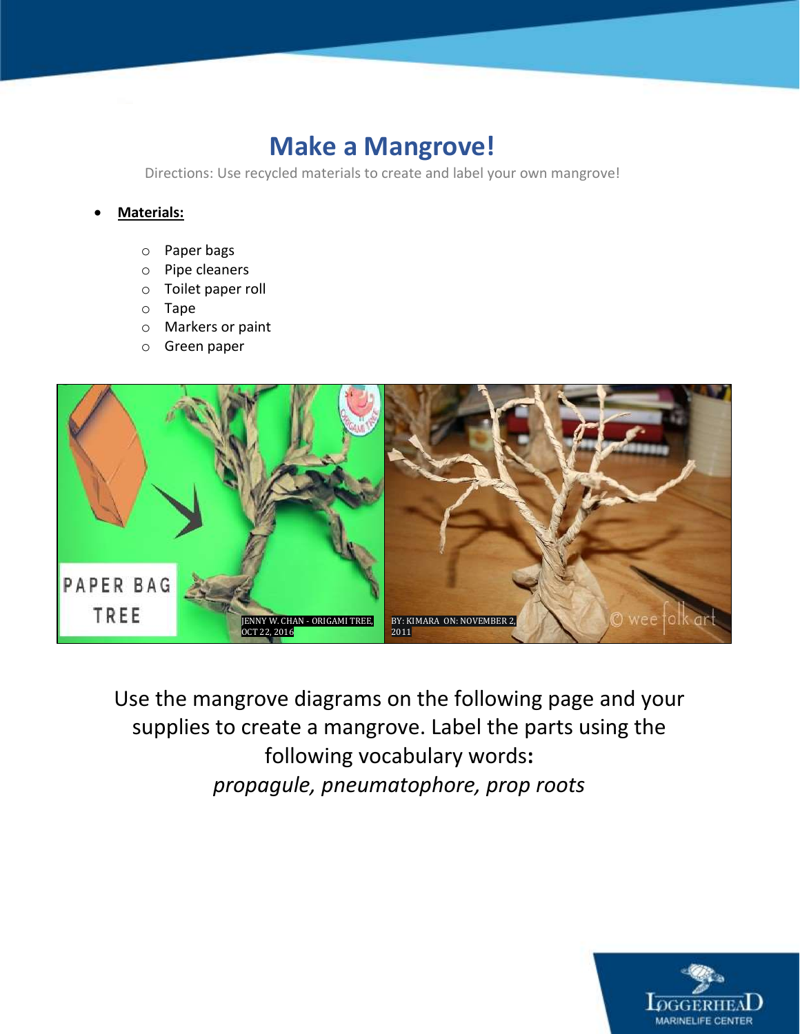# Make a Mangrove!

Directions: Use recycled materials to create and label your own mangrove!

- **Materials:**
  - Paper bags
  - Pipe cleaners
  - Toilet paper roll
  - Tape
  - Markers or paint
  - Green paper

JENNY W. CHAN - ORIGAMI TREE, OCT 22, 2016

BY: KIMARA ON: NOVEMBER 2, 2011

Use the mangrove diagrams on the following page and your supplies to create a mangrove. Label the parts using the following vocabulary words:

*propagule, pneumatophore, prop roots*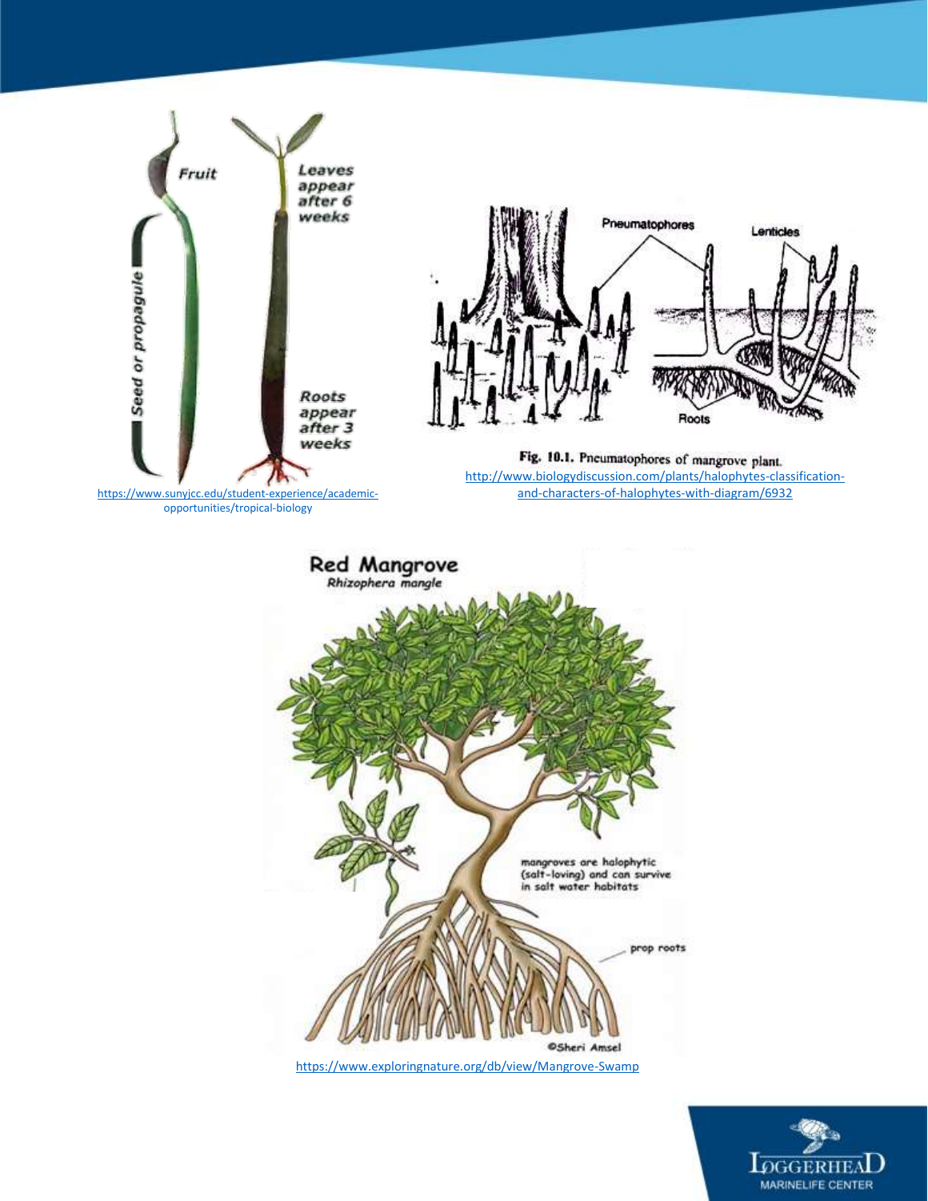Fruit

Leaves appear after 6 weeks

Seed or propagule

Roots appear after 3 weeks

https://www.sunyjcc.edu/student-experience/academic-opportunities/tropical-biology

Pneumatophores

Lenticles

Roots

**Fig. 10.1.** Pneumatophores of mangrove plant.

http://www.biologydiscussion.com/plants/halophytes-classification-and-characters-of-halophytes-with-diagram/6932

**Red Mangrove**

*Rhizophera mangle*

mangroves are halophytic (salt-loving) and can survive in salt water habitats

prop roots

©Sheri Amsel

https://www.exploringnature.org/db/view/Mangrove-Swamp